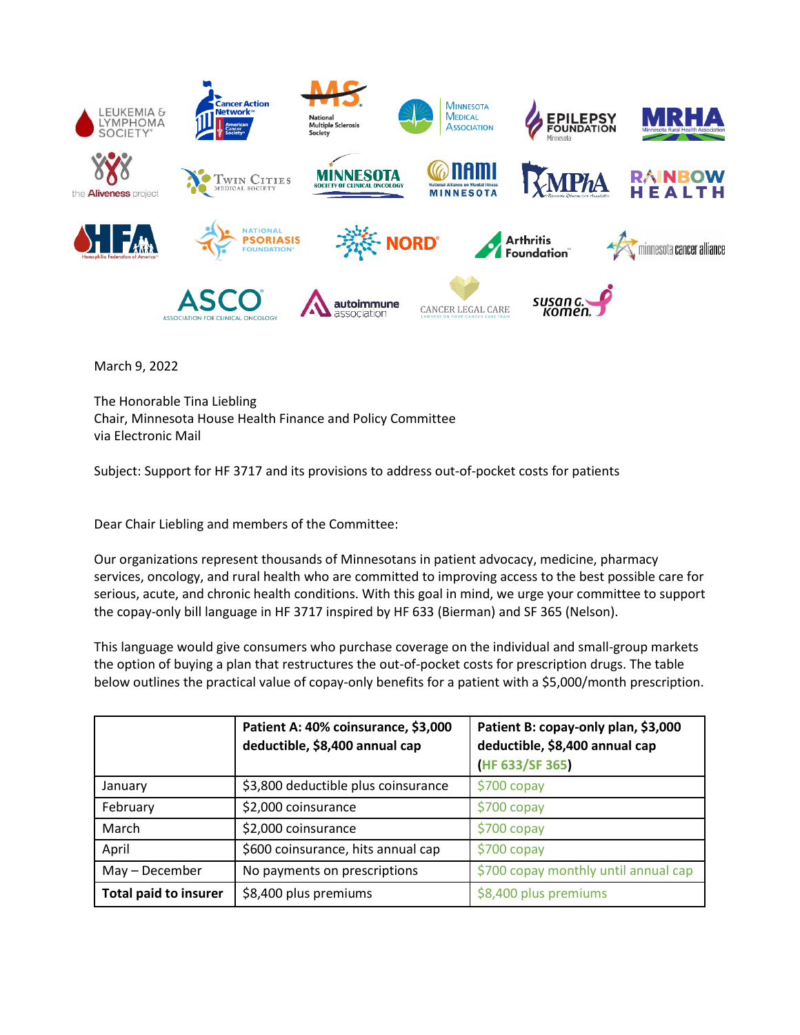March 9, 2022

The Honorable Tina Liebling
Chair, Minnesota House Health Finance and Policy Committee
via Electronic Mail

Subject: Support for HF 3717 and its provisions to address out-of-pocket costs for patients

Dear Chair Liebling and members of the Committee:

Our organizations represent thousands of Minnesotans in patient advocacy, medicine, pharmacy services, oncology, and rural health who are committed to improving access to the best possible care for serious, acute, and chronic health conditions. With this goal in mind, we urge your committee to support the copay-only bill language in HF 3717 inspired by HF 633 (Bierman) and SF 365 (Nelson).

This language would give consumers who purchase coverage on the individual and small-group markets the option of buying a plan that restructures the out-of-pocket costs for prescription drugs. The table below outlines the practical value of copay-only benefits for a patient with a $5,000/month prescription.

| | **Patient A: 40% coinsurance, $3,000 deductible, $8,400 annual cap** | **Patient B: copay-only plan, $3,000 deductible, $8,400 annual cap (HF 633/SF 365)** |
|---|---|---|
| January | $3,800 deductible plus coinsurance | $700 copay |
| February | $2,000 coinsurance | $700 copay |
| March | $2,000 coinsurance | $700 copay |
| April | $600 coinsurance, hits annual cap | $700 copay |
| May – December | No payments on prescriptions | $700 copay monthly until annual cap |
| **Total paid to insurer** | $8,400 plus premiums | $8,400 plus premiums |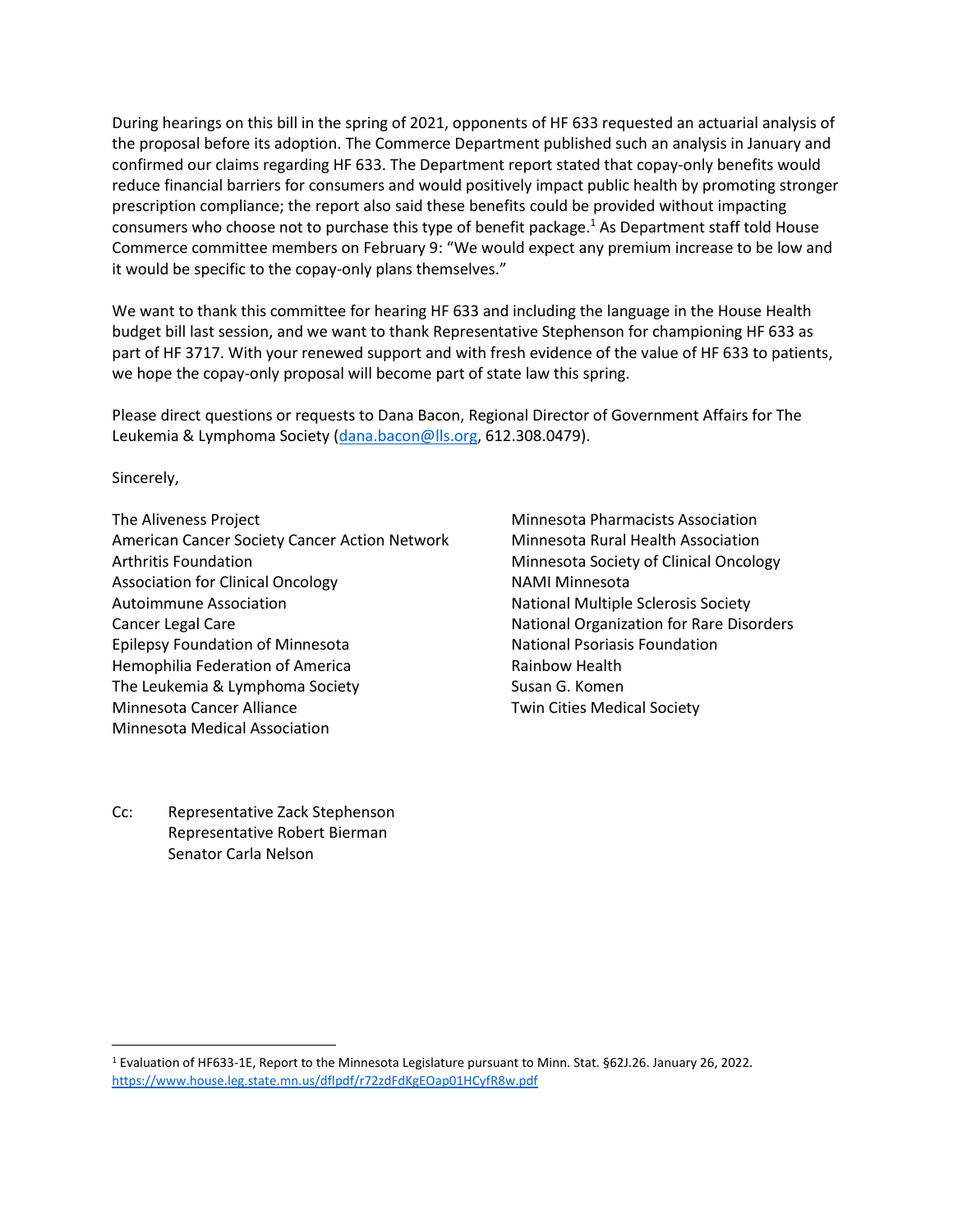During hearings on this bill in the spring of 2021, opponents of HF 633 requested an actuarial analysis of the proposal before its adoption. The Commerce Department published such an analysis in January and confirmed our claims regarding HF 633. The Department report stated that copay-only benefits would reduce financial barriers for consumers and would positively impact public health by promoting stronger prescription compliance; the report also said these benefits could be provided without impacting consumers who choose not to purchase this type of benefit package.[1] As Department staff told House Commerce committee members on February 9: "We would expect any premium increase to be low and it would be specific to the copay-only plans themselves."

We want to thank this committee for hearing HF 633 and including the language in the House Health budget bill last session, and we want to thank Representative Stephenson for championing HF 633 as part of HF 3717. With your renewed support and with fresh evidence of the value of HF 633 to patients, we hope the copay-only proposal will become part of state law this spring.

Please direct questions or requests to Dana Bacon, Regional Director of Government Affairs for The Leukemia & Lymphoma Society (dana.bacon@lls.org, 612.308.0479).

Sincerely,

The Aliveness Project
American Cancer Society Cancer Action Network
Arthritis Foundation
Association for Clinical Oncology
Autoimmune Association
Cancer Legal Care
Epilepsy Foundation of Minnesota
Hemophilia Federation of America
The Leukemia & Lymphoma Society
Minnesota Cancer Alliance
Minnesota Medical Association
Minnesota Pharmacists Association
Minnesota Rural Health Association
Minnesota Society of Clinical Oncology
NAMI Minnesota
National Multiple Sclerosis Society
National Organization for Rare Disorders
National Psoriasis Foundation
Rainbow Health
Susan G. Komen
Twin Cities Medical Society

Cc: Representative Zack Stephenson
Representative Robert Bierman
Senator Carla Nelson

[1] Evaluation of HF633-1E, Report to the Minnesota Legislature pursuant to Minn. Stat. §62J.26. January 26, 2022. https://www.house.leg.state.mn.us/dflpdf/r72zdFdKgEOap01HCyfR8w.pdf